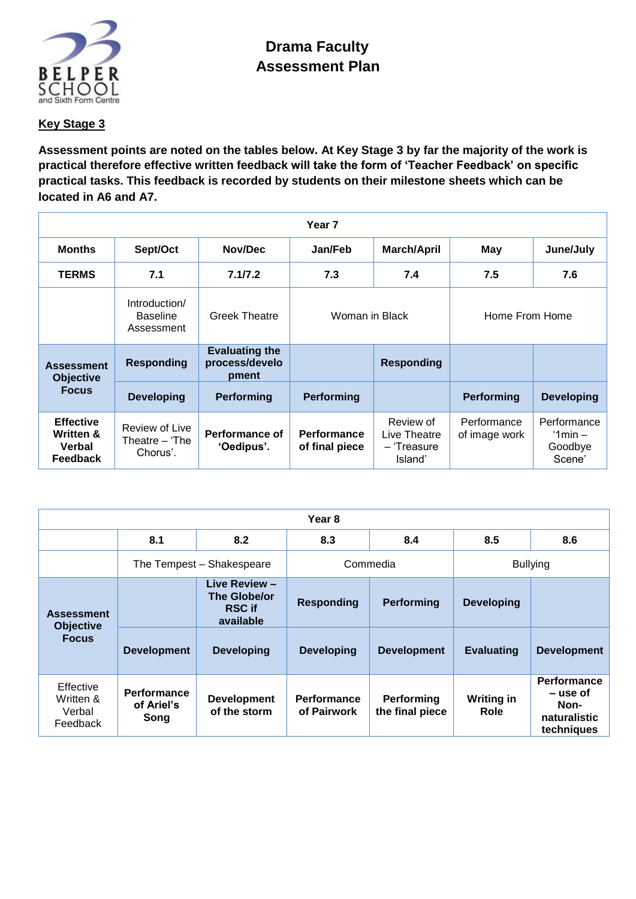BELPER SCHOOL and Sixth Form Centre

# Drama Faculty Assessment Plan

## Key Stage 3

**Assessment points are noted on the tables below. At Key Stage 3 by far the majority of the work is practical therefore effective written feedback will take the form of 'Teacher Feedback' on specific practical tasks. This feedback is recorded by students on their milestone sheets which can be located in A6 and A7.**

| Year 7 | | | | | | |
|---|---|---|---|---|---|---|
| **Months** | **Sept/Oct** | **Nov/Dec** | **Jan/Feb** | **March/April** | **May** | **June/July** |
| **TERMS** | **7.1** | **7.1/7.2** | **7.3** | **7.4** | **7.5** | **7.6** |
| | Introduction/ Baseline Assessment | Greek Theatre | Woman in Black | | Home From Home | |
| **Assessment Objective Focus** | **Responding** | **Evaluating the process/development** | | **Responding** | | |
| | **Developing** | **Performing** | **Performing** | | **Performing** | **Developing** |
| **Effective Written & Verbal Feedback** | Review of Live Theatre – 'The Chorus'. | **Performance of 'Oedipus'.** | **Performance of final piece** | Review of Live Theatre – 'Treasure Island' | Performance of image work | Performance '1min – Goodbye Scene' |

| Year 8 | | | | | | |
|---|---|---|---|---|---|---|
| | **8.1** | **8.2** | **8.3** | **8.4** | **8.5** | **8.6** |
| | The Tempest – Shakespeare | | Commedia | | Bullying | |
| **Assessment Objective Focus** | | **Live Review – The Globe/or RSC if available** | **Responding** | **Performing** | **Developing** | |
| | **Development** | **Developing** | **Developing** | **Development** | **Evaluating** | **Development** |
| Effective Written & Verbal Feedback | **Performance of Ariel's Song** | **Development of the storm** | **Performance of Pairwork** | **Performing the final piece** | **Writing in Role** | **Performance – use of Non-naturalistic techniques** |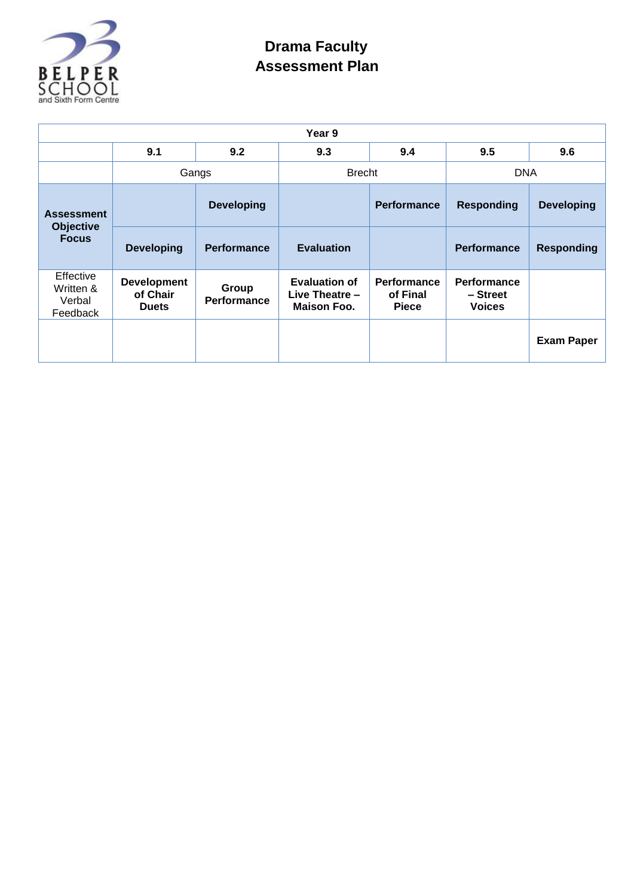# Drama Faculty Assessment Plan

| Year 9 | | | | | | |
|---|---|---|---|---|---|---|
| | **9.1** | **9.2** | **9.3** | **9.4** | **9.5** | **9.6** |
| | Gangs | | Brecht | | DNA | |
| **Assessment Objective Focus** | | **Developing** | | **Performance** | **Responding** | **Developing** |
| | **Developing** | **Performance** | **Evaluation** | | **Performance** | **Responding** |
| Effective Written & Verbal Feedback | **Development of Chair Duets** | **Group Performance** | **Evaluation of Live Theatre – Maison Foo.** | **Performance of Final Piece** | **Performance – Street Voices** | |
| | | | | | | **Exam Paper** |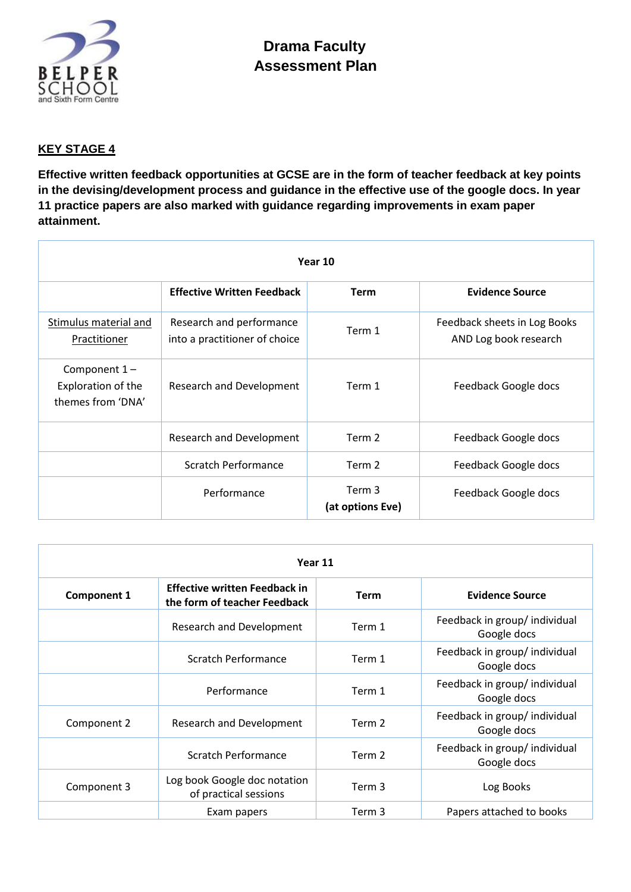# Drama Faculty
# Assessment Plan

## KEY STAGE 4

**Effective written feedback opportunities at GCSE are in the form of teacher feedback at key points in the devising/development process and guidance in the effective use of the google docs. In year 11 practice papers are also marked with guidance regarding improvements in exam paper attainment.**

| Year 10 | | | |
|---|---|---|---|
| | **Effective Written Feedback** | **Term** | **Evidence Source** |
| Stimulus material and Practitioner | Research and performance into a practitioner of choice | Term 1 | Feedback sheets in Log Books AND Log book research |
| Component 1 – Exploration of the themes from 'DNA' | Research and Development | Term 1 | Feedback Google docs |
| | Research and Development | Term 2 | Feedback Google docs |
| | Scratch Performance | Term 2 | Feedback Google docs |
| | Performance | Term 3 **(at options Eve)** | Feedback Google docs |

| Year 11 | | | |
|---|---|---|---|
| **Component 1** | **Effective written Feedback in the form of teacher Feedback** | **Term** | **Evidence Source** |
| | Research and Development | Term 1 | Feedback in group/ individual Google docs |
| | Scratch Performance | Term 1 | Feedback in group/ individual Google docs |
| | Performance | Term 1 | Feedback in group/ individual Google docs |
| Component 2 | Research and Development | Term 2 | Feedback in group/ individual Google docs |
| | Scratch Performance | Term 2 | Feedback in group/ individual Google docs |
| Component 3 | Log book Google doc notation of practical sessions | Term 3 | Log Books |
| | Exam papers | Term 3 | Papers attached to books |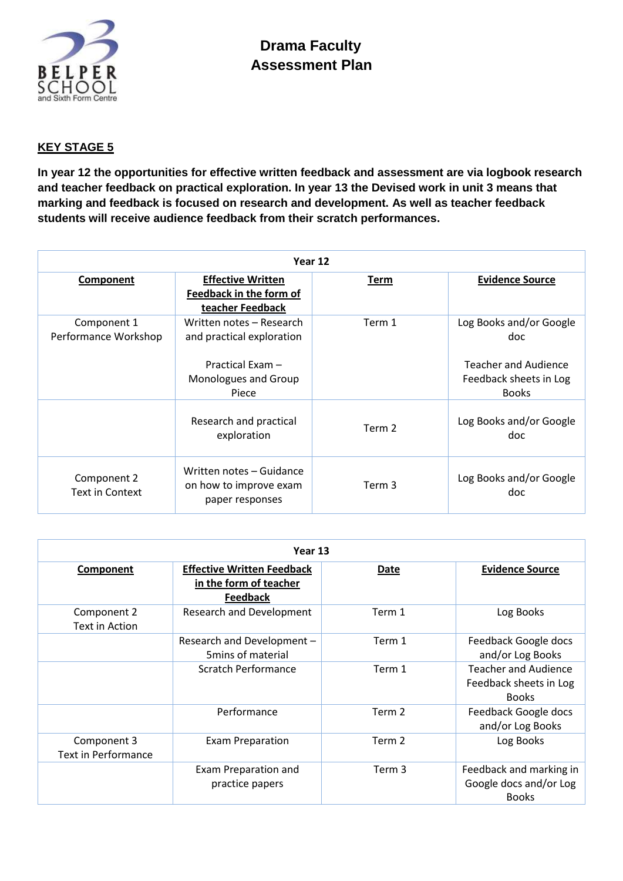# Drama Faculty
# Assessment Plan

## KEY STAGE 5

**In year 12 the opportunities for effective written feedback and assessment are via logbook research and teacher feedback on practical exploration. In year 13 the Devised work in unit 3 means that marking and feedback is focused on research and development. As well as teacher feedback students will receive audience feedback from their scratch performances.**

| Year 12 | | | |
|---|---|---|---|
| **Component** | **Effective Written Feedback in the form of teacher Feedback** | **Term** | **Evidence Source** |
| Component 1 Performance Workshop | Written notes – Research and practical exploration<br><br>Practical Exam – Monologues and Group Piece | Term 1 | Log Books and/or Google doc<br><br>Teacher and Audience Feedback sheets in Log Books |
| | Research and practical exploration | Term 2 | Log Books and/or Google doc |
| Component 2 Text in Context | Written notes – Guidance on how to improve exam paper responses | Term 3 | Log Books and/or Google doc |

| Year 13 | | | |
|---|---|---|---|
| **Component** | **Effective Written Feedback in the form of teacher Feedback** | **Date** | **Evidence Source** |
| Component 2 Text in Action | Research and Development | Term 1 | Log Books |
| | Research and Development – 5mins of material | Term 1 | Feedback Google docs and/or Log Books |
| | Scratch Performance | Term 1 | Teacher and Audience Feedback sheets in Log Books |
| | Performance | Term 2 | Feedback Google docs and/or Log Books |
| Component 3 Text in Performance | Exam Preparation | Term 2 | Log Books |
| | Exam Preparation and practice papers | Term 3 | Feedback and marking in Google docs and/or Log Books |